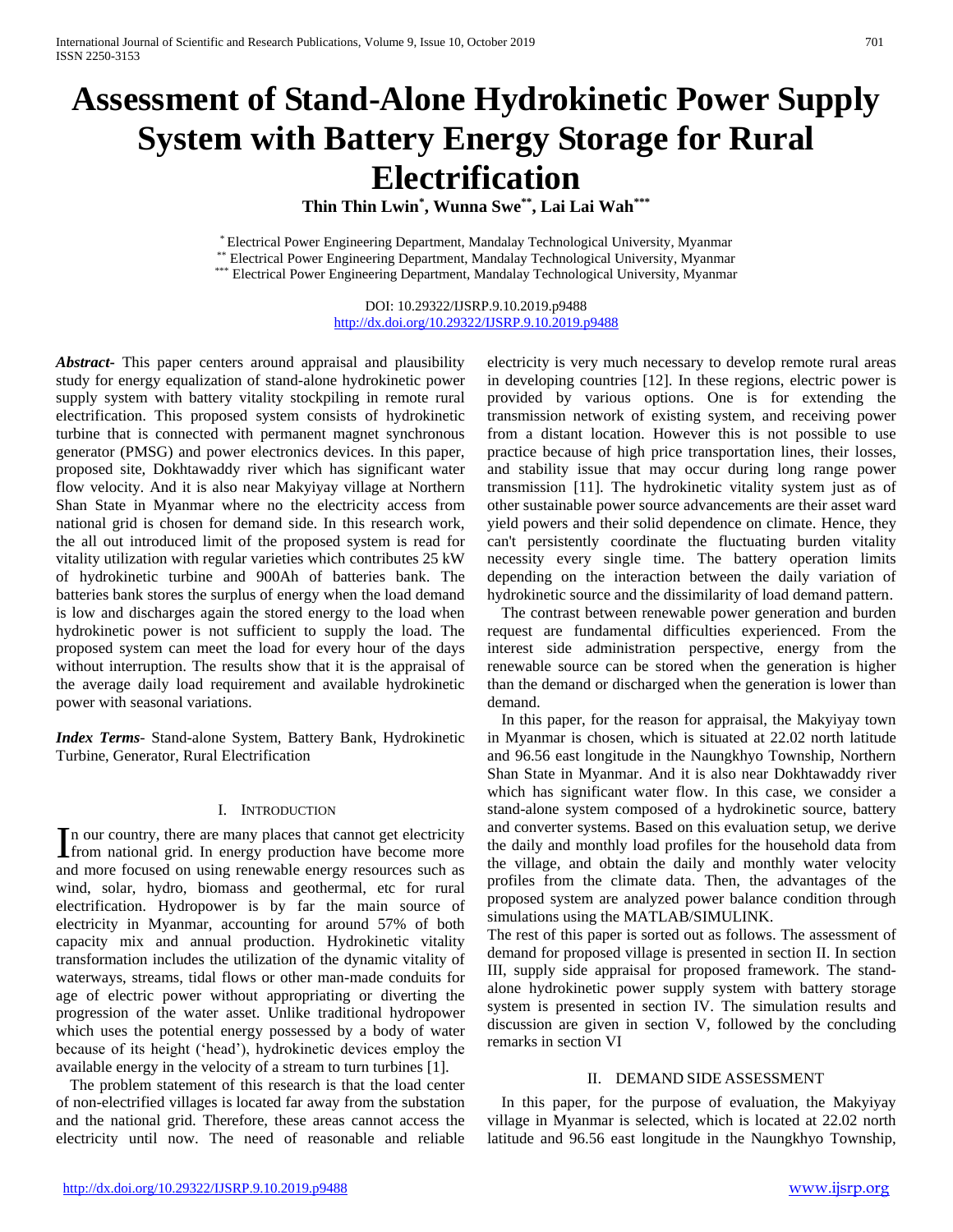# Assessment of Stand-Alone Hydrokinetic Power Supply System with Battery Energy Storage for Rural Electrification

**Thin Thin Lwin[*], Wunna Swe[**], Lai Lai Wah[***]**

[*] Electrical Power Engineering Department, Mandalay Technological University, Myanmar
[**] Electrical Power Engineering Department, Mandalay Technological University, Myanmar
[***] Electrical Power Engineering Department, Mandalay Technological University, Myanmar

DOI: 10.29322/IJSRP.9.10.2019.p9488
http://dx.doi.org/10.29322/IJSRP.9.10.2019.p9488

***Abstract***- This paper centers around appraisal and plausibility study for energy equalization of stand-alone hydrokinetic power supply system with battery vitality stockpiling in remote rural electrification. This proposed system consists of hydrokinetic turbine that is connected with permanent magnet synchronous generator (PMSG) and power electronics devices. In this paper, proposed site, Dokhtawaddy river which has significant water flow velocity. And it is also near Makyiyay village at Northern Shan State in Myanmar where no the electricity access from national grid is chosen for demand side. In this research work, the all out introduced limit of the proposed system is read for vitality utilization with regular varieties which contributes 25 kW of hydrokinetic turbine and 900Ah of batteries bank. The batteries bank stores the surplus of energy when the load demand is low and discharges again the stored energy to the load when hydrokinetic power is not sufficient to supply the load. The proposed system can meet the load for every hour of the days without interruption. The results show that it is the appraisal of the average daily load requirement and available hydrokinetic power with seasonal variations.

***Index Terms***- Stand-alone System, Battery Bank, Hydrokinetic Turbine, Generator, Rural Electrification

## I. Introduction

In our country, there are many places that cannot get electricity from national grid. In energy production have become more and more focused on using renewable energy resources such as wind, solar, hydro, biomass and geothermal, etc for rural electrification. Hydropower is by far the main source of electricity in Myanmar, accounting for around 57% of both capacity mix and annual production. Hydrokinetic vitality transformation includes the utilization of the dynamic vitality of waterways, streams, tidal flows or other man-made conduits for age of electric power without appropriating or diverting the progression of the water asset. Unlike traditional hydropower which uses the potential energy possessed by a body of water because of its height ('head'), hydrokinetic devices employ the available energy in the velocity of a stream to turn turbines [1].

The problem statement of this research is that the load center of non-electrified villages is located far away from the substation and the national grid. Therefore, these areas cannot access the electricity until now. The need of reasonable and reliable electricity is very much necessary to develop remote rural areas in developing countries [12]. In these regions, electric power is provided by various options. One is for extending the transmission network of existing system, and receiving power from a distant location. However this is not possible to use practice because of high price transportation lines, their losses, and stability issue that may occur during long range power transmission [11]. The hydrokinetic vitality system just as of other sustainable power source advancements are their asset ward yield powers and their solid dependence on climate. Hence, they can't persistently coordinate the fluctuating burden vitality necessity every single time. The battery operation limits depending on the interaction between the daily variation of hydrokinetic source and the dissimilarity of load demand pattern.

The contrast between renewable power generation and burden request are fundamental difficulties experienced. From the interest side administration perspective, energy from the renewable source can be stored when the generation is higher than the demand or discharged when the generation is lower than demand.

In this paper, for the reason for appraisal, the Makyiyay town in Myanmar is chosen, which is situated at 22.02 north latitude and 96.56 east longitude in the Naungkhyo Township, Northern Shan State in Myanmar. And it is also near Dokhtawaddy river which has significant water flow. In this case, we consider a stand-alone system composed of a hydrokinetic source, battery and converter systems. Based on this evaluation setup, we derive the daily and monthly load profiles for the household data from the village, and obtain the daily and monthly water velocity profiles from the climate data. Then, the advantages of the proposed system are analyzed power balance condition through simulations using the MATLAB/SIMULINK.

The rest of this paper is sorted out as follows. The assessment of demand for proposed village is presented in section II. In section III, supply side appraisal for proposed framework. The stand-alone hydrokinetic power supply system with battery storage system is presented in section IV. The simulation results and discussion are given in section V, followed by the concluding remarks in section VI

## II. Demand Side Assessment

In this paper, for the purpose of evaluation, the Makyiyay village in Myanmar is selected, which is located at 22.02 north latitude and 96.56 east longitude in the Naungkhyo Township,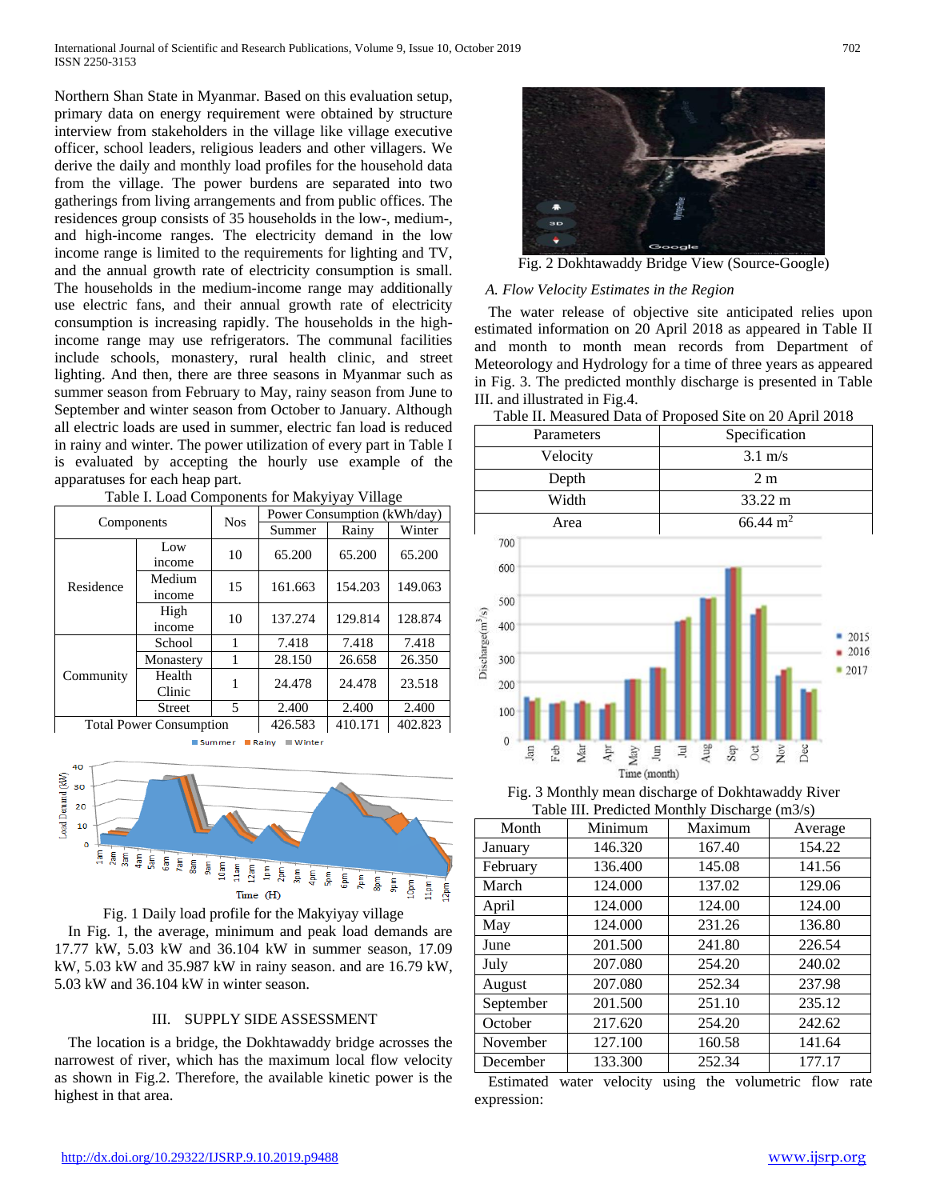Northern Shan State in Myanmar. Based on this evaluation setup, primary data on energy requirement were obtained by structure interview from stakeholders in the village like village executive officer, school leaders, religious leaders and other villagers. We derive the daily and monthly load profiles for the household data from the village. The power burdens are separated into two gatherings from living arrangements and from public offices. The residences group consists of 35 households in the low-, medium-, and high-income ranges. The electricity demand in the low income range is limited to the requirements for lighting and TV, and the annual growth rate of electricity consumption is small. The households in the medium-income range may additionally use electric fans, and their annual growth rate of electricity consumption is increasing rapidly. The households in the high-income range may use refrigerators. The communal facilities include schools, monastery, rural health clinic, and street lighting. And then, there are three seasons in Myanmar such as summer season from February to May, rainy season from June to September and winter season from October to January. Although all electric loads are used in summer, electric fan load is reduced in rainy and winter. The power utilization of every part in Table I is evaluated by accepting the hourly use example of the apparatuses for each heap part.

Table I. Load Components for Makyiyay Village

| Components | | Nos | Power Consumption (kWh/day) | | |
|---|---|---|---|---|---|
| | | | Summer | Rainy | Winter |
| Residence | Low income | 10 | 65.200 | 65.200 | 65.200 |
| | Medium income | 15 | 161.663 | 154.203 | 149.063 |
| | High income | 10 | 137.274 | 129.814 | 128.874 |
| Community | School | 1 | 7.418 | 7.418 | 7.418 |
| | Monastery | 1 | 28.150 | 26.658 | 26.350 |
| | Health Clinic | 1 | 24.478 | 24.478 | 23.518 |
| | Street | 5 | 2.400 | 2.400 | 2.400 |
| Total Power Consumption | | | 426.583 | 410.171 | 402.823 |

Fig. 1 Daily load profile for the Makyiyay village

In Fig. 1, the average, minimum and peak load demands are 17.77 kW, 5.03 kW and 36.104 kW in summer season, 17.09 kW, 5.03 kW and 35.987 kW in rainy season. and are 16.79 kW, 5.03 kW and 36.104 kW in winter season.

## III. SUPPLY SIDE ASSESSMENT

The location is a bridge, the Dokhtawaddy bridge acrosses the narrowest of river, which has the maximum local flow velocity as shown in Fig.2. Therefore, the available kinetic power is the highest in that area.

Fig. 2 Dokhtawaddy Bridge View (Source-Google)

### *A. Flow Velocity Estimates in the Region*

The water release of objective site anticipated relies upon estimated information on 20 April 2018 as appeared in Table II and month to month mean records from Department of Meteorology and Hydrology for a time of three years as appeared in Fig. 3. The predicted monthly discharge is presented in Table III. and illustrated in Fig.4.

Table II. Measured Data of Proposed Site on 20 April 2018

| Parameters | Specification |
|---|---|
| Velocity | 3.1 m/s |
| Depth | 2 m |
| Width | 33.22 m |
| Area | 66.44 $m^2$ |

Fig. 3 Monthly mean discharge of Dokhtawaddy River

Table III. Predicted Monthly Discharge (m3/s)

| Month | Minimum | Maximum | Average |
|---|---|---|---|
| January | 146.320 | 167.40 | 154.22 |
| February | 136.400 | 145.08 | 141.56 |
| March | 124.000 | 137.02 | 129.06 |
| April | 124.000 | 124.00 | 124.00 |
| May | 124.000 | 231.26 | 136.80 |
| June | 201.500 | 241.80 | 226.54 |
| July | 207.080 | 254.20 | 240.02 |
| August | 207.080 | 252.34 | 237.98 |
| September | 201.500 | 251.10 | 235.12 |
| October | 217.620 | 254.20 | 242.62 |
| November | 127.100 | 160.58 | 141.64 |
| December | 133.300 | 252.34 | 177.17 |

Estimated water velocity using the volumetric flow rate expression: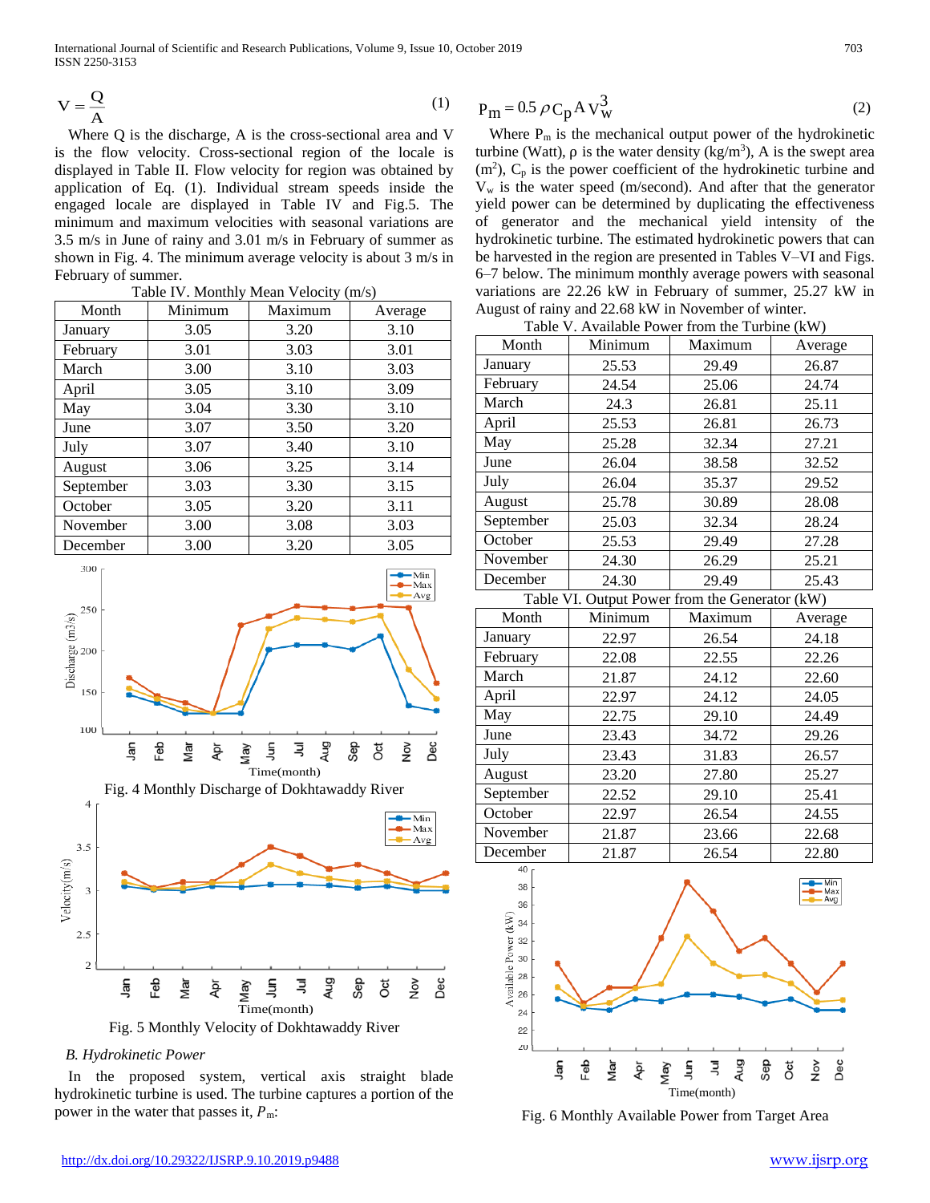$$V = \frac{Q}{A} \tag{1}$$

Where Q is the discharge, A is the cross-sectional area and V is the flow velocity. Cross-sectional region of the locale is displayed in Table II. Flow velocity for region was obtained by application of Eq. (1). Individual stream speeds inside the engaged locale are displayed in Table IV and Fig.5. The minimum and maximum velocities with seasonal variations are 3.5 m/s in June of rainy and 3.01 m/s in February of summer as shown in Fig. 4. The minimum average velocity is about 3 m/s in February of summer.

Table IV. Monthly Mean Velocity (m/s)

| Month | Minimum | Maximum | Average |
|---|---|---|---|
| January | 3.05 | 3.20 | 3.10 |
| February | 3.01 | 3.03 | 3.01 |
| March | 3.00 | 3.10 | 3.03 |
| April | 3.05 | 3.10 | 3.09 |
| May | 3.04 | 3.30 | 3.10 |
| June | 3.07 | 3.50 | 3.20 |
| July | 3.07 | 3.40 | 3.10 |
| August | 3.06 | 3.25 | 3.14 |
| September | 3.03 | 3.30 | 3.15 |
| October | 3.05 | 3.20 | 3.11 |
| November | 3.00 | 3.08 | 3.03 |
| December | 3.00 | 3.20 | 3.05 |

Fig. 4 Monthly Discharge of Dokhtawaddy River

Fig. 5 Monthly Velocity of Dokhtawaddy River

*B. Hydrokinetic Power*

In the proposed system, vertical axis straight blade hydrokinetic turbine is used. The turbine captures a portion of the power in the water that passes it, $P_m$:

$$P_m = 0.5\,\rho C_p A V_w^3 \tag{2}$$

Where $P_m$ is the mechanical output power of the hydrokinetic turbine (Watt), ρ is the water density (kg/m$^3$), A is the swept area (m$^2$), $C_p$ is the power coefficient of the hydrokinetic turbine and $V_w$ is the water speed (m/second). And after that the generator yield power can be determined by duplicating the effectiveness of generator and the mechanical yield intensity of the hydrokinetic turbine. The estimated hydrokinetic powers that can be harvested in the region are presented in Tables V–VI and Figs. 6–7 below. The minimum monthly average powers with seasonal variations are 22.26 kW in February of summer, 25.27 kW in August of rainy and 22.68 kW in November of winter.

Table V. Available Power from the Turbine (kW)

| Month | Minimum | Maximum | Average |
|---|---|---|---|
| January | 25.53 | 29.49 | 26.87 |
| February | 24.54 | 25.06 | 24.74 |
| March | 24.3 | 26.81 | 25.11 |
| April | 25.53 | 26.81 | 26.73 |
| May | 25.28 | 32.34 | 27.21 |
| June | 26.04 | 38.58 | 32.52 |
| July | 26.04 | 35.37 | 29.52 |
| August | 25.78 | 30.89 | 28.08 |
| September | 25.03 | 32.34 | 28.24 |
| October | 25.53 | 29.49 | 27.28 |
| November | 24.30 | 26.29 | 25.21 |
| December | 24.30 | 29.49 | 25.43 |

Table VI. Output Power from the Generator (kW)

| Month | Minimum | Maximum | Average |
|---|---|---|---|
| January | 22.97 | 26.54 | 24.18 |
| February | 22.08 | 22.55 | 22.26 |
| March | 21.87 | 24.12 | 22.60 |
| April | 22.97 | 24.12 | 24.05 |
| May | 22.75 | 29.10 | 24.49 |
| June | 23.43 | 34.72 | 29.26 |
| July | 23.43 | 31.83 | 26.57 |
| August | 23.20 | 27.80 | 25.27 |
| September | 22.52 | 29.10 | 25.41 |
| October | 22.97 | 26.54 | 24.55 |
| November | 21.87 | 23.66 | 22.68 |
| December | 21.87 | 26.54 | 22.80 |

Fig. 6 Monthly Available Power from Target Area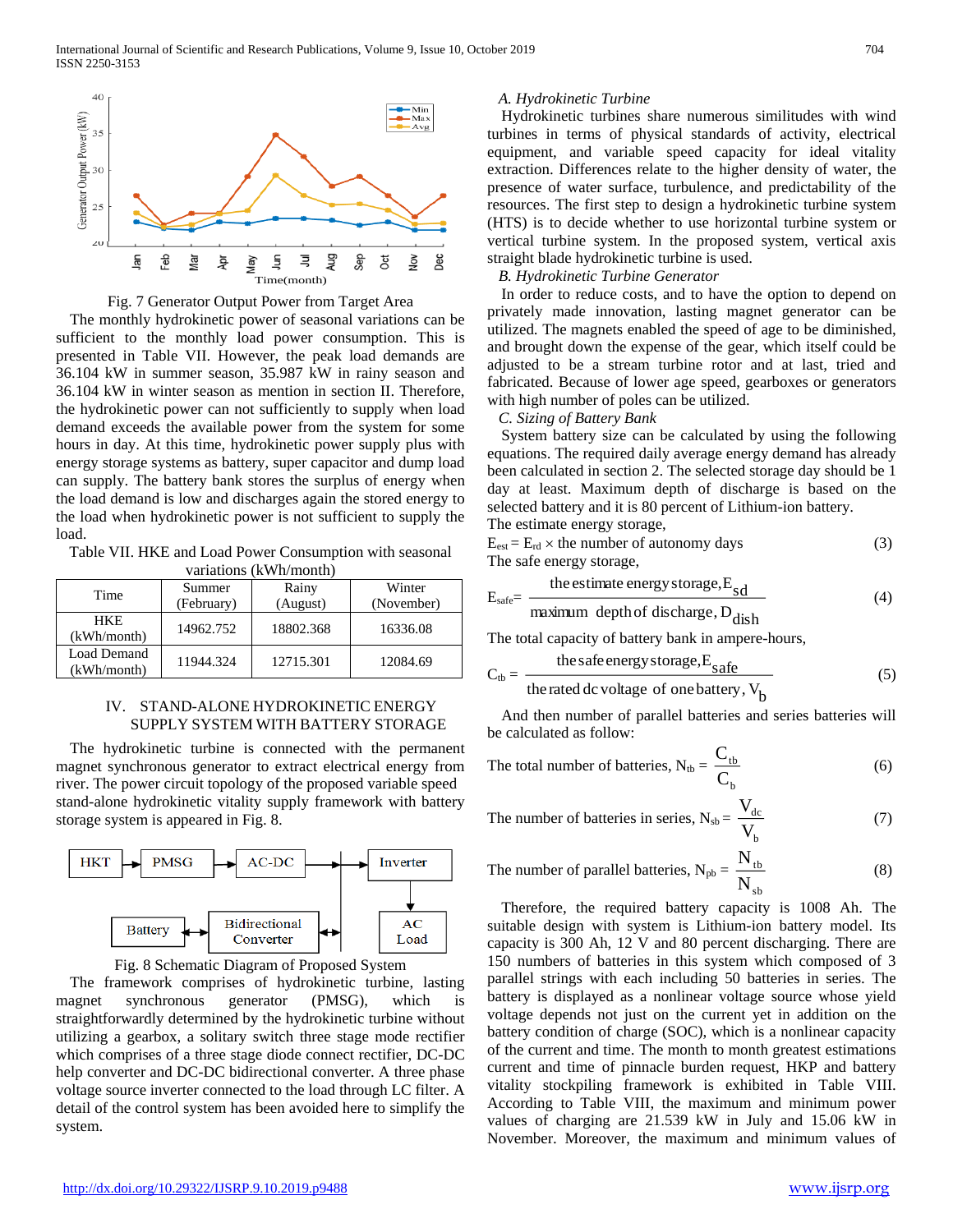Fig. 7 Generator Output Power from Target Area

The monthly hydrokinetic power of seasonal variations can be sufficient to the monthly load power consumption. This is presented in Table VII. However, the peak load demands are 36.104 kW in summer season, 35.987 kW in rainy season and 36.104 kW in winter season as mention in section II. Therefore, the hydrokinetic power can not sufficiently to supply when load demand exceeds the available power from the system for some hours in day. At this time, hydrokinetic power supply plus with energy storage systems as battery, super capacitor and dump load can supply. The battery bank stores the surplus of energy when the load demand is low and discharges again the stored energy to the load when hydrokinetic power is not sufficient to supply the load.

Table VII. HKE and Load Power Consumption with seasonal variations (kWh/month)

| Time | Summer (February) | Rainy (August) | Winter (November) |
|---|---|---|---|
| HKE (kWh/month) | 14962.752 | 18802.368 | 16336.08 |
| Load Demand (kWh/month) | 11944.324 | 12715.301 | 12084.69 |

## IV. STAND-ALONE HYDROKINETIC ENERGY SUPPLY SYSTEM WITH BATTERY STORAGE

The hydrokinetic turbine is connected with the permanent magnet synchronous generator to extract electrical energy from river. The power circuit topology of the proposed variable speed stand-alone hydrokinetic vitality supply framework with battery storage system is appeared in Fig. 8.

Fig. 8 Schematic Diagram of Proposed System

The framework comprises of hydrokinetic turbine, lasting magnet synchronous generator (PMSG), which is straightforwardly determined by the hydrokinetic turbine without utilizing a gearbox, a solitary switch three stage mode rectifier which comprises of a three stage diode connect rectifier, DC-DC help converter and DC-DC bidirectional converter. A three phase voltage source inverter connected to the load through LC filter. A detail of the control system has been avoided here to simplify the system.

### *A. Hydrokinetic Turbine*

Hydrokinetic turbines share numerous similitudes with wind turbines in terms of physical standards of activity, electrical equipment, and variable speed capacity for ideal vitality extraction. Differences relate to the higher density of water, the presence of water surface, turbulence, and predictability of the resources. The first step to design a hydrokinetic turbine system (HTS) is to decide whether to use horizontal turbine system or vertical turbine system. In the proposed system, vertical axis straight blade hydrokinetic turbine is used.

### *B. Hydrokinetic Turbine Generator*

In order to reduce costs, and to have the option to depend on privately made innovation, lasting magnet generator can be utilized. The magnets enabled the speed of age to be diminished, and brought down the expense of the gear, which itself could be adjusted to be a stream turbine rotor and at last, tried and fabricated. Because of lower age speed, gearboxes or generators with high number of poles can be utilized.

### *C. Sizing of Battery Bank*

System battery size can be calculated by using the following equations. The required daily average energy demand has already been calculated in section 2. The selected storage day should be 1 day at least. Maximum depth of discharge is based on the selected battery and it is 80 percent of Lithium-ion battery.

The estimate energy storage,

$$E_{est} = E_{rd} \times \text{the number of autonomy days} \qquad (3)$$

The safe energy storage,

$$E_{safe} = \frac{\text{the estimate energy storage}, E_{sd}}{\text{maximum depth of discharge}, D_{dish}} \qquad (4)$$

The total capacity of battery bank in ampere-hours,

$$C_{tb} = \frac{\text{the safe energy storage}, E_{safe}}{\text{the rated dc voltage of one battery}, V_b} \qquad (5)$$

And then number of parallel batteries and series batteries will be calculated as follow:

$$\text{The total number of batteries, } N_{tb} = \frac{C_{tb}}{C_b} \qquad (6)$$

$$\text{The number of batteries in series, } N_{sb} = \frac{V_{dc}}{V_b} \qquad (7)$$

$$\text{The number of parallel batteries, } N_{pb} = \frac{N_{tb}}{N_{sb}} \qquad (8)$$

Therefore, the required battery capacity is 1008 Ah. The suitable design with system is Lithium-ion battery model. Its capacity is 300 Ah, 12 V and 80 percent discharging. There are 150 numbers of batteries in this system which composed of 3 parallel strings with each including 50 batteries in series. The battery is displayed as a nonlinear voltage source whose yield voltage depends not just on the current yet in addition on the battery condition of charge (SOC), which is a nonlinear capacity of the current and time. The month to month greatest estimations current and time of pinnacle burden request, HKP and battery vitality stockpiling framework is exhibited in Table VIII. According to Table VIII, the maximum and minimum power values of charging are 21.539 kW in July and 15.06 kW in November. Moreover, the maximum and minimum values of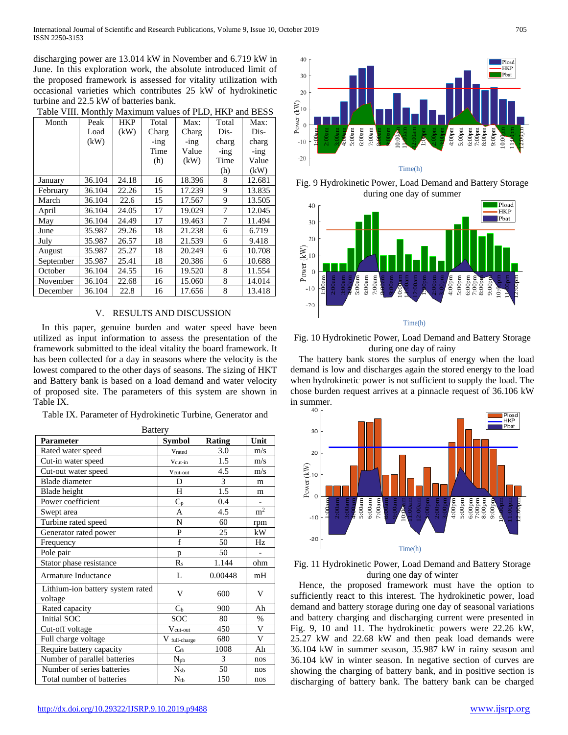discharging power are 13.014 kW in November and 6.719 kW in June. In this exploration work, the absolute introduced limit of the proposed framework is assessed for vitality utilization with occasional varieties which contributes 25 kW of hydrokinetic turbine and 22.5 kW of batteries bank.

Table VIII. Monthly Maximum values of PLD, HKP and BESS

| Month | Peak Load (kW) | HKP (kW) | Total Charg-ing Time (h) | Max: Charg-ing Value (kW) | Total Dis-charg-ing Time (h) | Max: Dis-charg-ing Value (kW) |
|---|---|---|---|---|---|---|
| January | 36.104 | 24.18 | 16 | 18.396 | 8 | 12.681 |
| February | 36.104 | 22.26 | 15 | 17.239 | 9 | 13.835 |
| March | 36.104 | 22.6 | 15 | 17.567 | 9 | 13.505 |
| April | 36.104 | 24.05 | 17 | 19.029 | 7 | 12.045 |
| May | 36.104 | 24.49 | 17 | 19.463 | 7 | 11.494 |
| June | 35.987 | 29.26 | 18 | 21.238 | 6 | 6.719 |
| July | 35.987 | 26.57 | 18 | 21.539 | 6 | 9.418 |
| August | 35.987 | 25.27 | 18 | 20.249 | 6 | 10.708 |
| September | 35.987 | 25.41 | 18 | 20.386 | 6 | 10.688 |
| October | 36.104 | 24.55 | 16 | 19.520 | 8 | 11.554 |
| November | 36.104 | 22.68 | 16 | 15.060 | 8 | 14.014 |
| December | 36.104 | 22.8 | 16 | 17.656 | 8 | 13.418 |

## V. RESULTS AND DISCUSSION

In this paper, genuine burden and water speed have been utilized as input information to assess the presentation of the framework submitted to the ideal vitality the board framework. It has been collected for a day in seasons where the velocity is the lowest compared to the other days of seasons. The sizing of HKT and Battery bank is based on a load demand and water velocity of proposed site. The parameters of this system are shown in Table IX.

Table IX. Parameter of Hydrokinetic Turbine, Generator and Battery

| Parameter | Symbol | Rating | Unit |
|---|---|---|---|
| Rated water speed | $v_{rated}$ | 3.0 | m/s |
| Cut-in water speed | $v_{cut\text{-}in}$ | 1.5 | m/s |
| Cut-out water speed | $v_{cut\text{-}out}$ | 4.5 | m/s |
| Blade diameter | D | 3 | m |
| Blade height | H | 1.5 | m |
| Power coefficient | $C_p$ | 0.4 | - |
| Swept area | A | 4.5 | $m^2$ |
| Turbine rated speed | N | 60 | rpm |
| Generator rated power | P | 25 | kW |
| Frequency | f | 50 | Hz |
| Pole pair | p | 50 | - |
| Stator phase resistance | $R_s$ | 1.144 | ohm |
| Armature Inductance | L | 0.00448 | mH |
| Lithium-ion battery system rated voltage | V | 600 | V |
| Rated capacity | $C_b$ | 900 | Ah |
| Initial SOC | SOC | 80 | % |
| Cut-off voltage | $V_{cut\text{-}out}$ | 450 | V |
| Full charge voltage | $V_{full\text{-}charge}$ | 680 | V |
| Require battery capacity | $C_{tb}$ | 1008 | Ah |
| Number of parallel batteries | $N_{pb}$ | 3 | nos |
| Number of series batteries | $N_{sb}$ | 50 | nos |
| Total number of batteries | $N_{tb}$ | 150 | nos |

Fig. 9 Hydrokinetic Power, Load Demand and Battery Storage during one day of summer

Fig. 10 Hydrokinetic Power, Load Demand and Battery Storage during one day of rainy

The battery bank stores the surplus of energy when the load demand is low and discharges again the stored energy to the load when hydrokinetic power is not sufficient to supply the load. The chose burden request arrives at a pinnacle request of 36.106 kW in summer.

Fig. 11 Hydrokinetic Power, Load Demand and Battery Storage during one day of winter

Hence, the proposed framework must have the option to sufficiently react to this interest. The hydrokinetic power, load demand and battery storage during one day of seasonal variations and battery charging and discharging current were presented in Fig. 9, 10 and 11. The hydrokinetic powers were 22.26 kW, 25.27 kW and 22.68 kW and then peak load demands were 36.104 kW in summer season, 35.987 kW in rainy season and 36.104 kW in winter season. In negative section of curves are showing the charging of battery bank, and in positive section is discharging of battery bank. The battery bank can be charged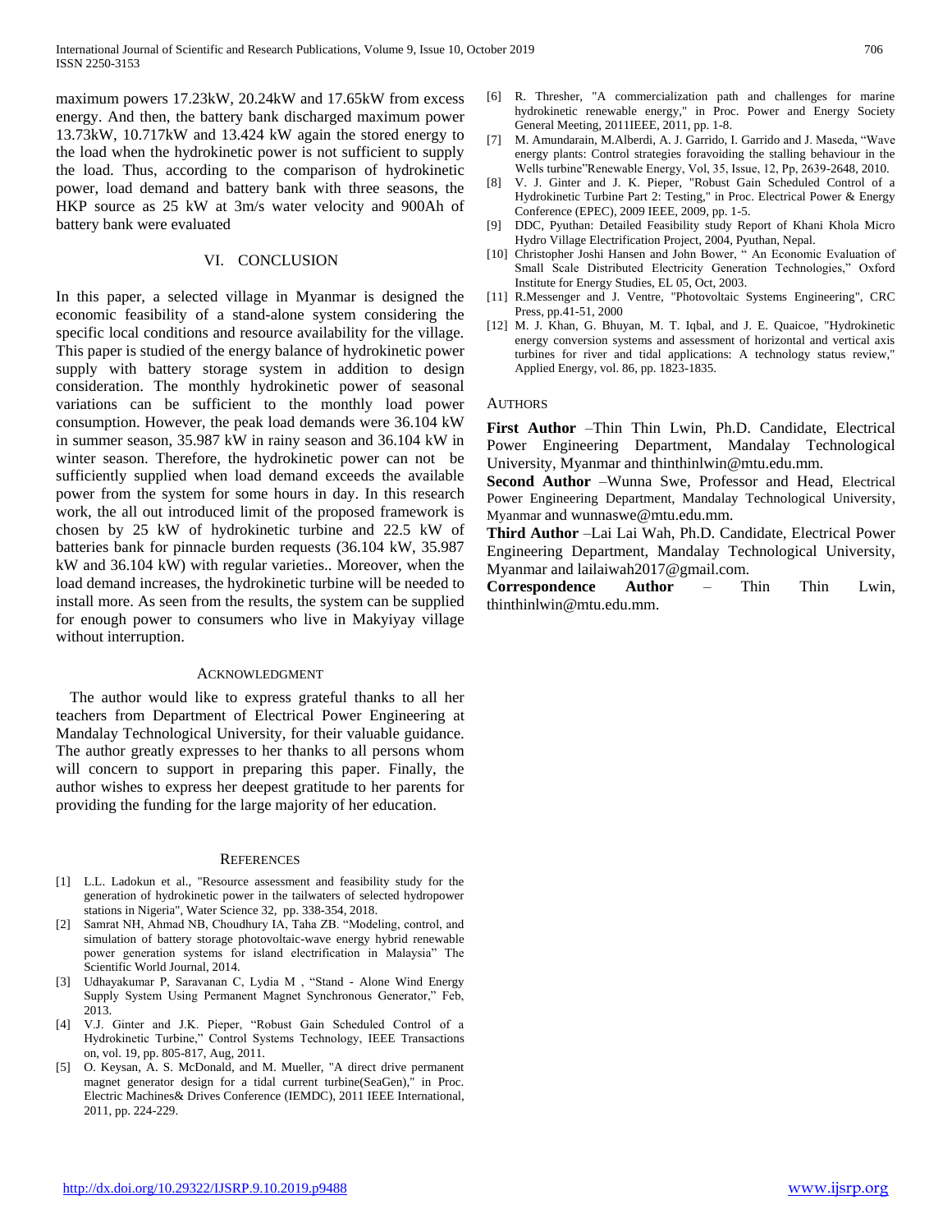maximum powers 17.23kW, 20.24kW and 17.65kW from excess energy. And then, the battery bank discharged maximum power 13.73kW, 10.717kW and 13.424 kW again the stored energy to the load when the hydrokinetic power is not sufficient to supply the load. Thus, according to the comparison of hydrokinetic power, load demand and battery bank with three seasons, the HKP source as 25 kW at 3m/s water velocity and 900Ah of battery bank were evaluated

## VI. CONCLUSION

In this paper, a selected village in Myanmar is designed the economic feasibility of a stand-alone system considering the specific local conditions and resource availability for the village. This paper is studied of the energy balance of hydrokinetic power supply with battery storage system in addition to design consideration. The monthly hydrokinetic power of seasonal variations can be sufficient to the monthly load power consumption. However, the peak load demands were 36.104 kW in summer season, 35.987 kW in rainy season and 36.104 kW in winter season. Therefore, the hydrokinetic power can not be sufficiently supplied when load demand exceeds the available power from the system for some hours in day. In this research work, the all out introduced limit of the proposed framework is chosen by 25 kW of hydrokinetic turbine and 22.5 kW of batteries bank for pinnacle burden requests (36.104 kW, 35.987 kW and 36.104 kW) with regular varieties.. Moreover, when the load demand increases, the hydrokinetic turbine will be needed to install more. As seen from the results, the system can be supplied for enough power to consumers who live in Makyiyay village without interruption.

## ACKNOWLEDGMENT

The author would like to express grateful thanks to all her teachers from Department of Electrical Power Engineering at Mandalay Technological University, for their valuable guidance. The author greatly expresses to her thanks to all persons whom will concern to support in preparing this paper. Finally, the author wishes to express her deepest gratitude to her parents for providing the funding for the large majority of her education.

## REFERENCES

[1] L.L. Ladokun et al., "Resource assessment and feasibility study for the generation of hydrokinetic power in the tailwaters of selected hydropower stations in Nigeria", Water Science 32, pp. 338-354, 2018.

[2] Samrat NH, Ahmad NB, Choudhury IA, Taha ZB. "Modeling, control, and simulation of battery storage photovoltaic-wave energy hybrid renewable power generation systems for island electrification in Malaysia" The Scientific World Journal, 2014.

[3] Udhayakumar P, Saravanan C, Lydia M , "Stand - Alone Wind Energy Supply System Using Permanent Magnet Synchronous Generator," Feb, 2013.

[4] V.J. Ginter and J.K. Pieper, "Robust Gain Scheduled Control of a Hydrokinetic Turbine," Control Systems Technology, IEEE Transactions on, vol. 19, pp. 805-817, Aug, 2011.

[5] O. Keysan, A. S. McDonald, and M. Mueller, "A direct drive permanent magnet generator design for a tidal current turbine(SeaGen)," in Proc. Electric Machines& Drives Conference (IEMDC), 2011 IEEE International, 2011, pp. 224-229.

[6] R. Thresher, "A commercialization path and challenges for marine hydrokinetic renewable energy," in Proc. Power and Energy Society General Meeting, 2011IEEE, 2011, pp. 1-8.

[7] M. Amundarain, M.Alberdi, A. J. Garrido, I. Garrido and J. Maseda, "Wave energy plants: Control strategies foravoiding the stalling behaviour in the Wells turbine"Renewable Energy, Vol, 35, Issue, 12, Pp, 2639-2648, 2010.

[8] V. J. Ginter and J. K. Pieper, "Robust Gain Scheduled Control of a Hydrokinetic Turbine Part 2: Testing," in Proc. Electrical Power & Energy Conference (EPEC), 2009 IEEE, 2009, pp. 1-5.

[9] DDC, Pyuthan: Detailed Feasibility study Report of Khani Khola Micro Hydro Village Electrification Project, 2004, Pyuthan, Nepal.

[10] Christopher Joshi Hansen and John Bower, " An Economic Evaluation of Small Scale Distributed Electricity Generation Technologies," Oxford Institute for Energy Studies, EL 05, Oct, 2003.

[11] R.Messenger and J. Ventre, "Photovoltaic Systems Engineering", CRC Press, pp.41-51, 2000

[12] M. J. Khan, G. Bhuyan, M. T. Iqbal, and J. E. Quaicoe, "Hydrokinetic energy conversion systems and assessment of horizontal and vertical axis turbines for river and tidal applications: A technology status review," Applied Energy, vol. 86, pp. 1823-1835.

## AUTHORS

**First Author** –Thin Thin Lwin, Ph.D. Candidate, Electrical Power Engineering Department, Mandalay Technological University, Myanmar and thinthinlwin@mtu.edu.mm.

**Second Author** –Wunna Swe, Professor and Head, Electrical Power Engineering Department, Mandalay Technological University, Myanmar and wunnaswe@mtu.edu.mm.

**Third Author** –Lai Lai Wah, Ph.D. Candidate, Electrical Power Engineering Department, Mandalay Technological University, Myanmar and lailaiwah2017@gmail.com.

**Correspondence Author** – Thin Thin Lwin, thinthinlwin@mtu.edu.mm.